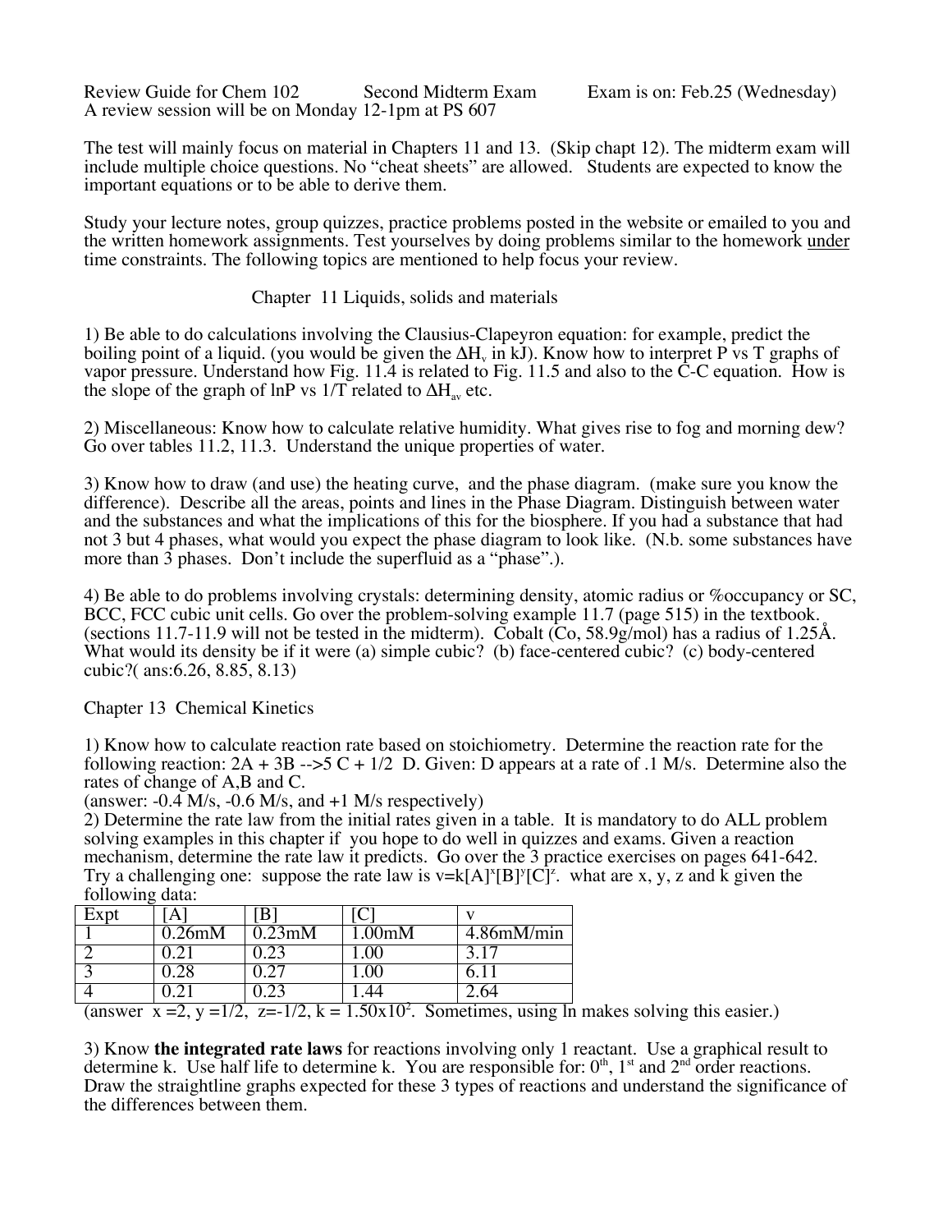Review Guide for Chem 102 Second Midterm Exam Exam is on: Feb.25 (Wednesday)
A review session will be on Monday 12-1pm at PS 607

The test will mainly focus on material in Chapters 11 and 13. (Skip chapt 12). The midterm exam will include multiple choice questions. No "cheat sheets" are allowed. Students are expected to know the important equations or to be able to derive them.

Study your lecture notes, group quizzes, practice problems posted in the website or emailed to you and the written homework assignments. Test yourselves by doing problems similar to the homework under time constraints. The following topics are mentioned to help focus your review.

## Chapter 11 Liquids, solids and materials

1) Be able to do calculations involving the Clausius-Clapeyron equation: for example, predict the boiling point of a liquid. (you would be given the $\Delta H_v$ in kJ). Know how to interpret P vs T graphs of vapor pressure. Understand how Fig. 11.4 is related to Fig. 11.5 and also to the C-C equation. How is the slope of the graph of lnP vs 1/T related to $\Delta H_{av}$ etc.

2) Miscellaneous: Know how to calculate relative humidity. What gives rise to fog and morning dew? Go over tables 11.2, 11.3. Understand the unique properties of water.

3) Know how to draw (and use) the heating curve, and the phase diagram. (make sure you know the difference). Describe all the areas, points and lines in the Phase Diagram. Distinguish between water and the substances and what the implications of this for the biosphere. If you had a substance that had not 3 but 4 phases, what would you expect the phase diagram to look like. (N.b. some substances have more than 3 phases. Don't include the superfluid as a "phase".).

4) Be able to do problems involving crystals: determining density, atomic radius or %occupancy or SC, BCC, FCC cubic unit cells. Go over the problem-solving example 11.7 (page 515) in the textbook. (sections 11.7-11.9 will not be tested in the midterm). Cobalt (Co, 58.9g/mol) has a radius of 1.25Å. What would its density be if it were (a) simple cubic? (b) face-centered cubic? (c) body-centered cubic?( ans:6.26, 8.85, 8.13)

## Chapter 13 Chemical Kinetics

1) Know how to calculate reaction rate based on stoichiometry. Determine the reaction rate for the following reaction: 2A + 3B -->5 C + 1/2 D. Given: D appears at a rate of .1 M/s. Determine also the rates of change of A,B and C.
(answer: -0.4 M/s, -0.6 M/s, and +1 M/s respectively)

2) Determine the rate law from the initial rates given in a table. It is mandatory to do ALL problem solving examples in this chapter if you hope to do well in quizzes and exams. Given a reaction mechanism, determine the rate law it predicts. Go over the 3 practice exercises on pages 641-642. Try a challenging one: suppose the rate law is $v=k[A]^x[B]^y[C]^z$. what are x, y, z and k given the following data:

| Expt | [A] | [B] | [C] | v |
|---|---|---|---|---|
| 1 | 0.26mM | 0.23mM | 1.00mM | 4.86mM/min |
| 2 | 0.21 | 0.23 | 1.00 | 3.17 |
| 3 | 0.28 | 0.27 | 1.00 | 6.11 |
| 4 | 0.21 | 0.23 | 1.44 | 2.64 |

(answer x =2, y =1/2, z=-1/2, k = $1.50 \times 10^2$. Sometimes, using ln makes solving this easier.)

3) Know **the integrated rate laws** for reactions involving only 1 reactant. Use a graphical result to determine k. Use half life to determine k. You are responsible for: $0^{th}$, $1^{st}$ and $2^{nd}$ order reactions. Draw the straightline graphs expected for these 3 types of reactions and understand the significance of the differences between them.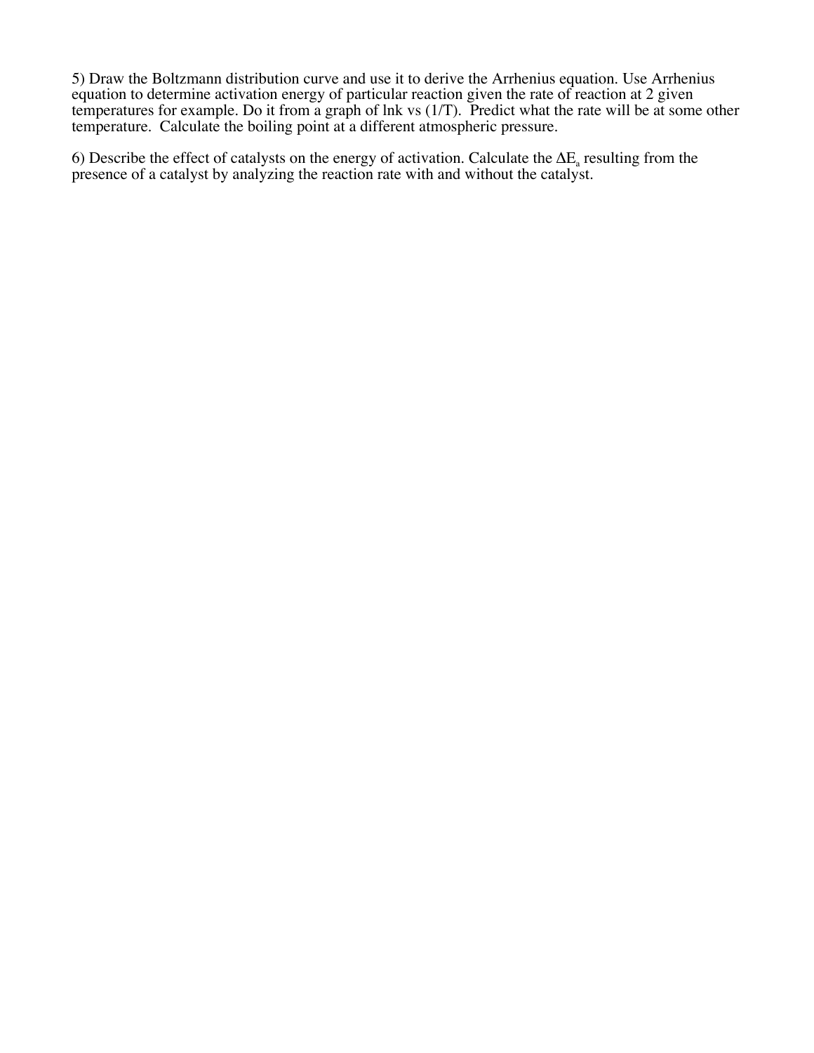5) Draw the Boltzmann distribution curve and use it to derive the Arrhenius equation. Use Arrhenius equation to determine activation energy of particular reaction given the rate of reaction at 2 given temperatures for example. Do it from a graph of lnk vs (1/T). Predict what the rate will be at some other temperature. Calculate the boiling point at a different atmospheric pressure.

6) Describe the effect of catalysts on the energy of activation. Calculate the $\Delta E_a$ resulting from the presence of a catalyst by analyzing the reaction rate with and without the catalyst.